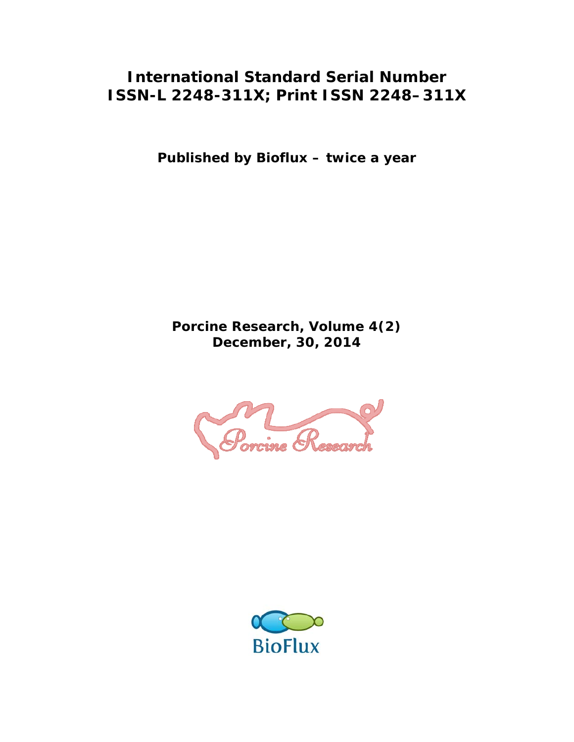**International Standard Serial Number**
**ISSN-L 2248-311X; Print ISSN 2248–311X**

**Published by Bioflux – twice a year**

**Porcine Research, Volume 4(2)**
**December, 30, 2014**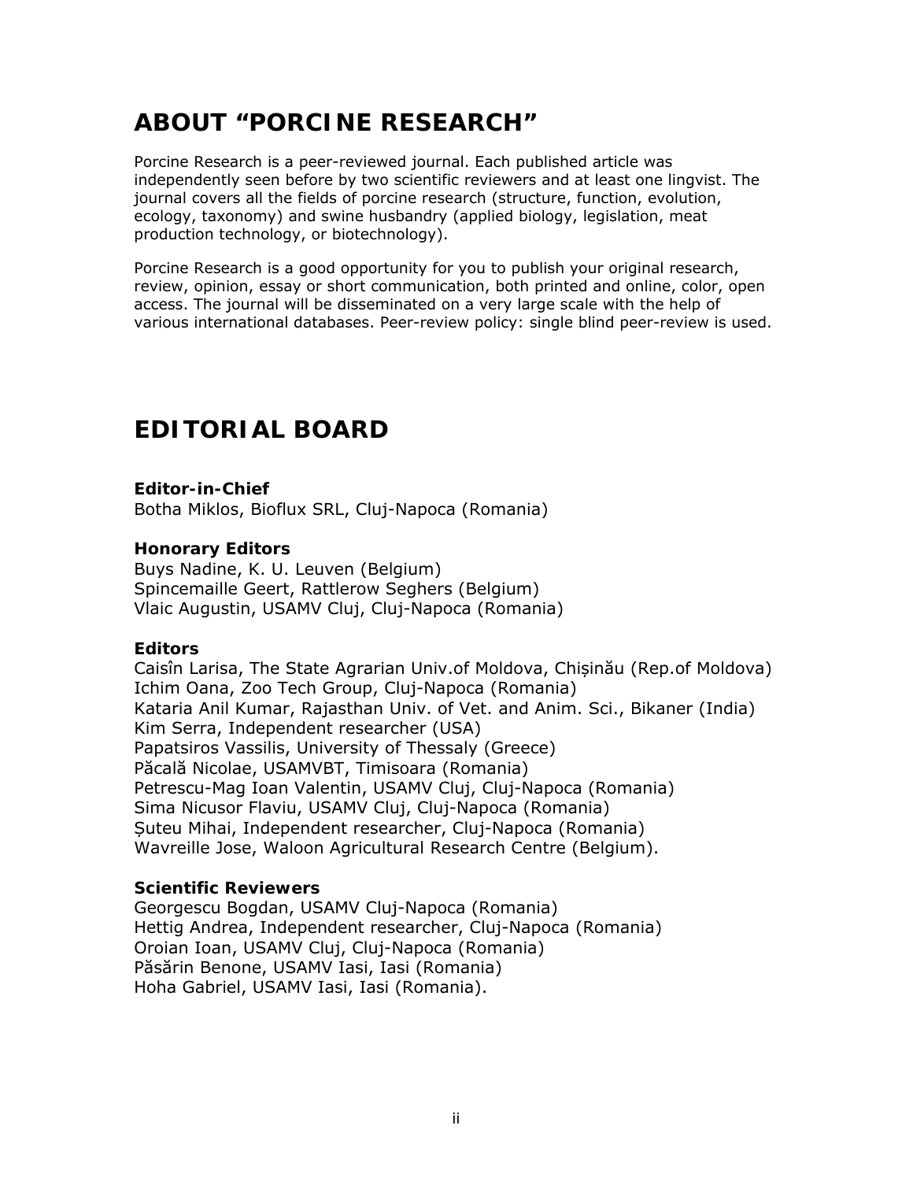# ABOUT "PORCINE RESEARCH"

Porcine Research is a peer-reviewed journal. Each published article was independently seen before by two scientific reviewers and at least one lingvist. The journal covers all the fields of porcine research (structure, function, evolution, ecology, taxonomy) and swine husbandry (applied biology, legislation, meat production technology, or biotechnology).

Porcine Research is a good opportunity for you to publish your original research, review, opinion, essay or short communication, both printed and online, color, open access. The journal will be disseminated on a very large scale with the help of various international databases. Peer-review policy: single blind peer-review is used.

# EDITORIAL BOARD

**Editor-in-Chief**
Botha Miklos, Bioflux SRL, Cluj-Napoca (Romania)

**Honorary Editors**
Buys Nadine, K. U. Leuven (Belgium)
Spincemaille Geert, Rattlerow Seghers (Belgium)
Vlaic Augustin, USAMV Cluj, Cluj-Napoca (Romania)

**Editors**
Caisîn Larisa, The State Agrarian Univ.of Moldova, Chișinău (Rep.of Moldova)
Ichim Oana, Zoo Tech Group, Cluj-Napoca (Romania)
Kataria Anil Kumar, Rajasthan Univ. of Vet. and Anim. Sci., Bikaner (India)
Kim Serra, Independent researcher (USA)
Papatsiros Vassilis, University of Thessaly (Greece)
Păcală Nicolae, USAMVBT, Timisoara (Romania)
Petrescu-Mag Ioan Valentin, USAMV Cluj, Cluj-Napoca (Romania)
Sima Nicusor Flaviu, USAMV Cluj, Cluj-Napoca (Romania)
Șuteu Mihai, Independent researcher, Cluj-Napoca (Romania)
Wavreille Jose, Waloon Agricultural Research Centre (Belgium).

**Scientific Reviewers**
Georgescu Bogdan, USAMV Cluj-Napoca (Romania)
Hettig Andrea, Independent researcher, Cluj-Napoca (Romania)
Oroian Ioan, USAMV Cluj, Cluj-Napoca (Romania)
Păsărin Benone, USAMV Iasi, Iasi (Romania)
Hoha Gabriel, USAMV Iasi, Iasi (Romania).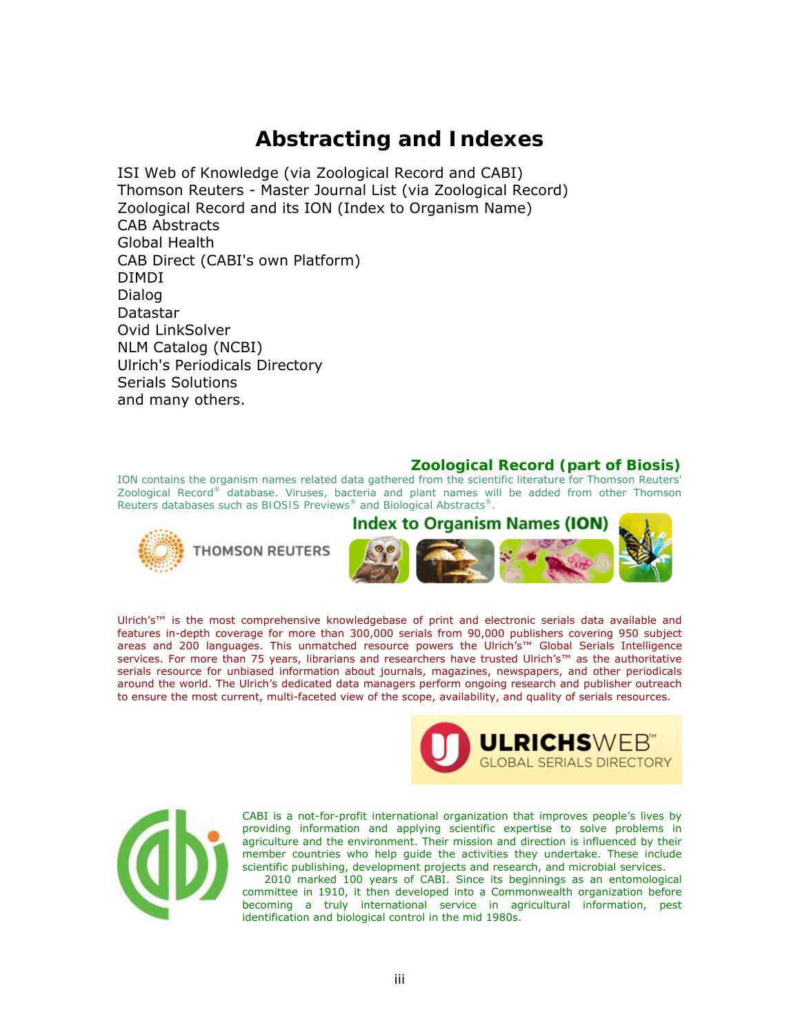# Abstracting and Indexes

ISI Web of Knowledge (via Zoological Record and CABI)
Thomson Reuters - Master Journal List (via Zoological Record)
Zoological Record and its ION (Index to Organism Name)
CAB Abstracts
Global Health
CAB Direct (CABI's own Platform)
DIMDI
Dialog
Datastar
Ovid LinkSolver
NLM Catalog (NCBI)
Ulrich's Periodicals Directory
Serials Solutions
and many others.

### Zoological Record (part of Biosis)

ION contains the organism names related data gathered from the scientific literature for Thomson Reuters' Zoological Record® database. Viruses, bacteria and plant names will be added from other Thomson Reuters databases such as BIOSIS Previews® and Biological Abstracts®.

Ulrich's™ is the most comprehensive knowledgebase of print and electronic serials data available and features in-depth coverage for more than 300,000 serials from 90,000 publishers covering 950 subject areas and 200 languages. This unmatched resource powers the Ulrich's™ Global Serials Intelligence services. For more than 75 years, librarians and researchers have trusted Ulrich's™ as the authoritative serials resource for unbiased information about journals, magazines, newspapers, and other periodicals around the world. The Ulrich's dedicated data managers perform ongoing research and publisher outreach to ensure the most current, multi-faceted view of the scope, availability, and quality of serials resources.

CABI is a not-for-profit international organization that improves people's lives by providing information and applying scientific expertise to solve problems in agriculture and the environment. Their mission and direction is influenced by their member countries who help guide the activities they undertake. These include scientific publishing, development projects and research, and microbial services.

2010 marked 100 years of CABI. Since its beginnings as an entomological committee in 1910, it then developed into a Commonwealth organization before becoming a truly international service in agricultural information, pest identification and biological control in the mid 1980s.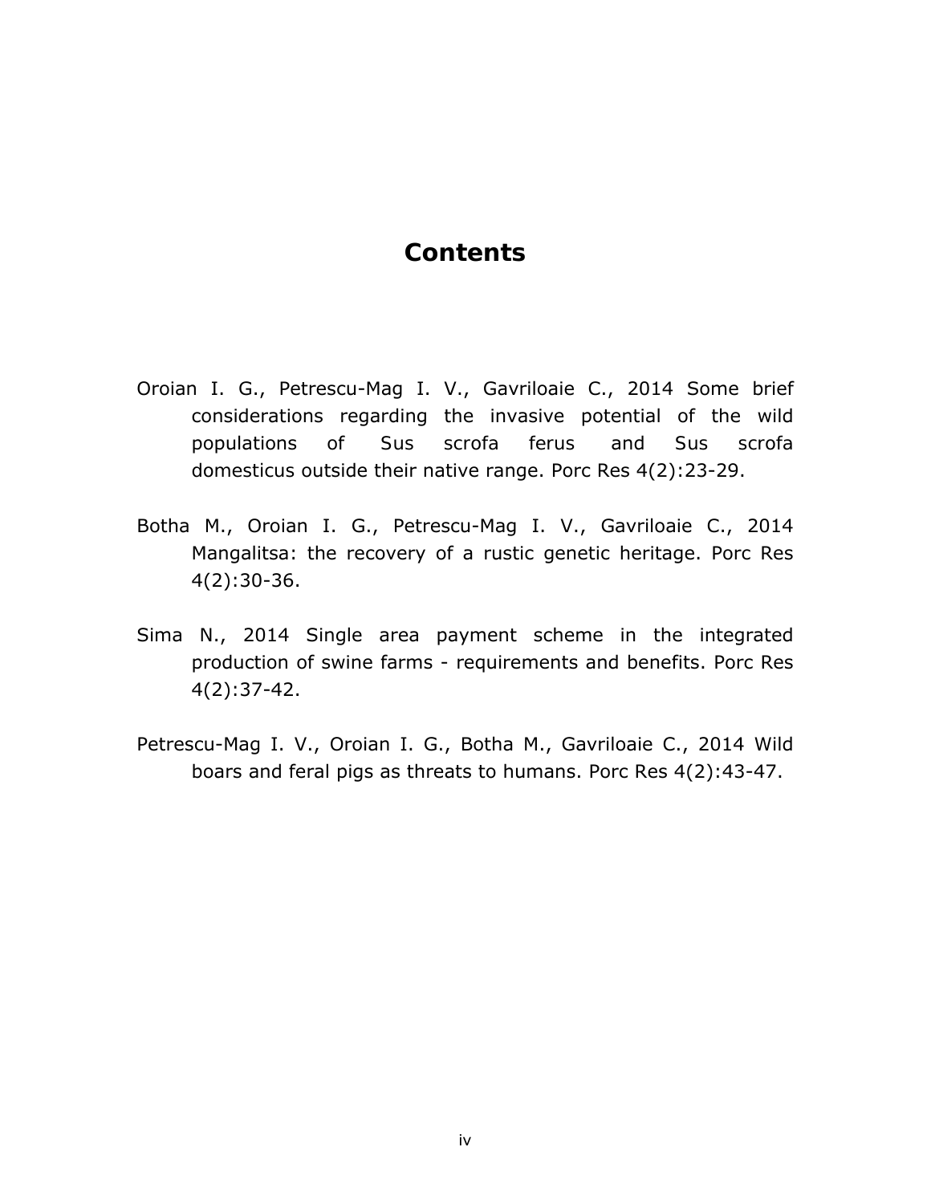# Contents

Oroian I. G., Petrescu-Mag I. V., Gavriloaie C., 2014 Some brief considerations regarding the invasive potential of the wild populations of Sus scrofa ferus and Sus scrofa domesticus outside their native range. Porc Res 4(2):23-29.

Botha M., Oroian I. G., Petrescu-Mag I. V., Gavriloaie C., 2014 Mangalitsa: the recovery of a rustic genetic heritage. Porc Res 4(2):30-36.

Sima N., 2014 Single area payment scheme in the integrated production of swine farms - requirements and benefits. Porc Res 4(2):37-42.

Petrescu-Mag I. V., Oroian I. G., Botha M., Gavriloaie C., 2014 Wild boars and feral pigs as threats to humans. Porc Res 4(2):43-47.